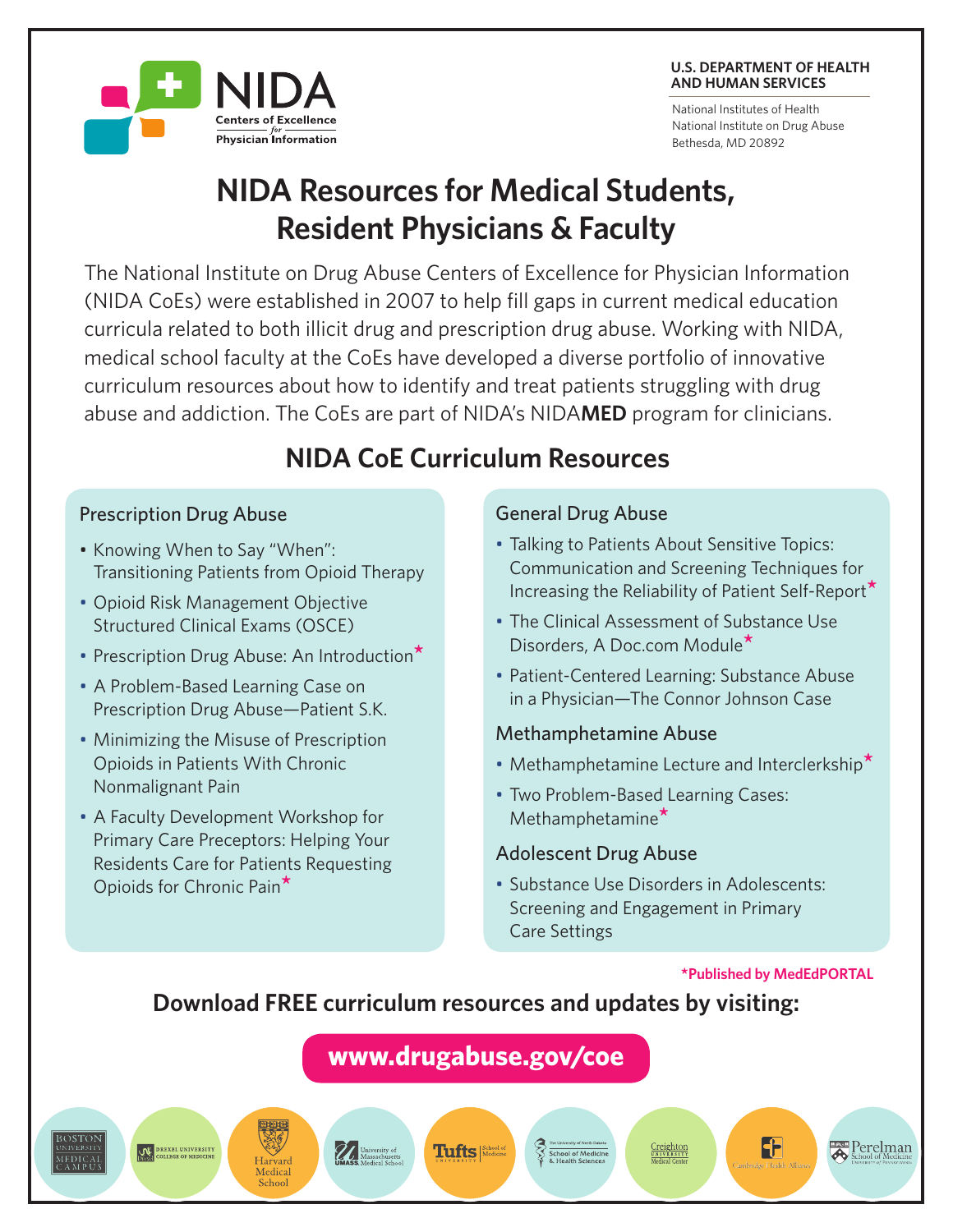NIDA Centers of Excellence for Physician Information

**U.S. DEPARTMENT OF HEALTH AND HUMAN SERVICES**

National Institutes of Health
National Institute on Drug Abuse
Bethesda, MD 20892

# NIDA Resources for Medical Students, Resident Physicians & Faculty

The National Institute on Drug Abuse Centers of Excellence for Physician Information (NIDA CoEs) were established in 2007 to help fill gaps in current medical education curricula related to both illicit drug and prescription drug abuse. Working with NIDA, medical school faculty at the CoEs have developed a diverse portfolio of innovative curriculum resources about how to identify and treat patients struggling with drug abuse and addiction. The CoEs are part of NIDA's NIDA**MED** program for clinicians.

## NIDA CoE Curriculum Resources

### Prescription Drug Abuse

- Knowing When to Say "When": Transitioning Patients from Opioid Therapy
- Opioid Risk Management Objective Structured Clinical Exams (OSCE)
- Prescription Drug Abuse: An Introduction*
- A Problem-Based Learning Case on Prescription Drug Abuse—Patient S.K.
- Minimizing the Misuse of Prescription Opioids in Patients With Chronic Nonmalignant Pain
- A Faculty Development Workshop for Primary Care Preceptors: Helping Your Residents Care for Patients Requesting Opioids for Chronic Pain*

### General Drug Abuse

- Talking to Patients About Sensitive Topics: Communication and Screening Techniques for Increasing the Reliability of Patient Self-Report*
- The Clinical Assessment of Substance Use Disorders, A Doc.com Module*
- Patient-Centered Learning: Substance Abuse in a Physician—The Connor Johnson Case

### Methamphetamine Abuse

- Methamphetamine Lecture and Interclerkship*
- Two Problem-Based Learning Cases: Methamphetamine*

### Adolescent Drug Abuse

- Substance Use Disorders in Adolescents: Screening and Engagement in Primary Care Settings

*Published by MedEdPORTAL

**Download FREE curriculum resources and updates by visiting:**

**www.drugabuse.gov/coe**

Boston University Medical Campus · Drexel University College of Medicine · Harvard Medical School · University of Massachusetts Medical School · Tufts University School of Medicine · The University of North Dakota School of Medicine & Health Sciences · Creighton University Medical Center · Cambridge Health Alliance · Perelman School of Medicine University of Pennsylvania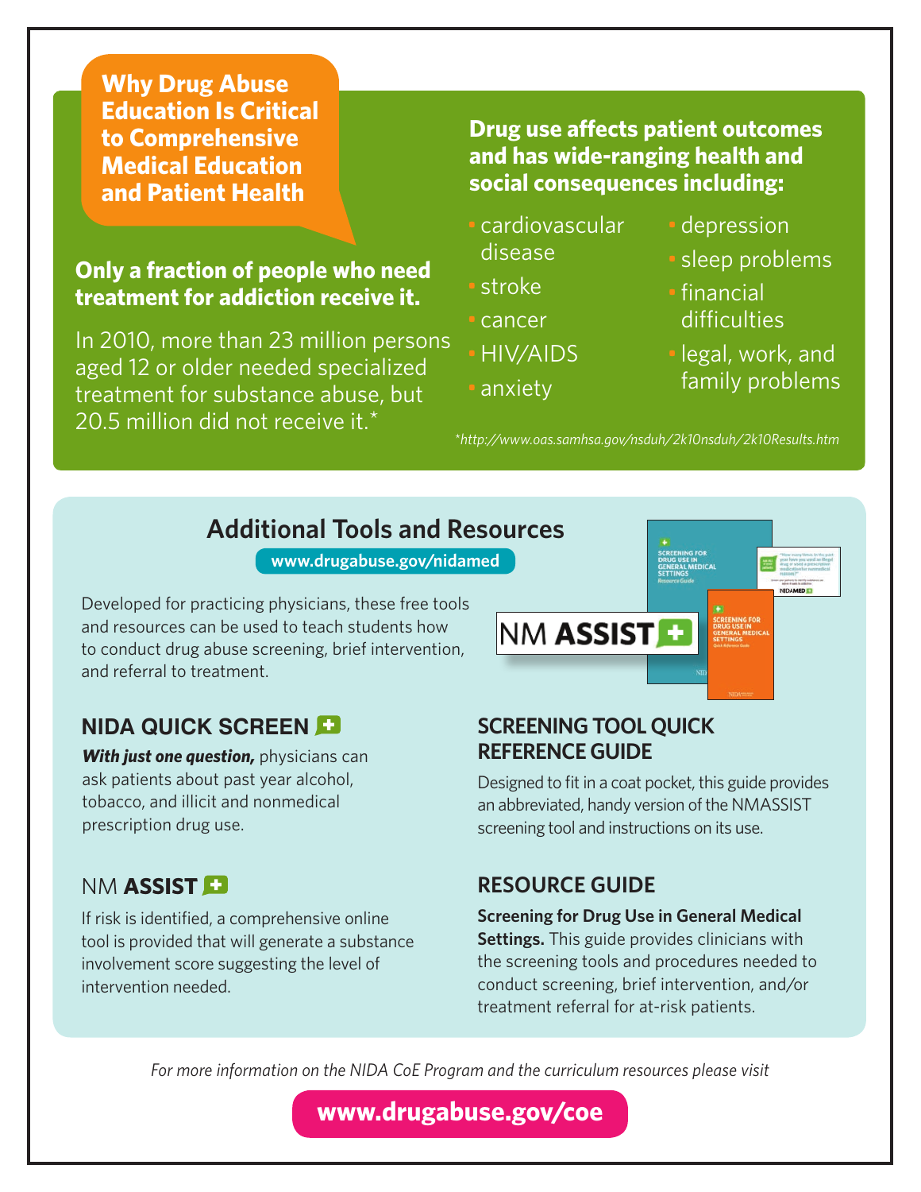## Why Drug Abuse Education Is Critical to Comprehensive Medical Education and Patient Health

**Only a fraction of people who need treatment for addiction receive it.**

In 2010, more than 23 million persons aged 12 or older needed specialized treatment for substance abuse, but 20.5 million did not receive it.*

**Drug use affects patient outcomes and has wide-ranging health and social consequences including:**

- cardiovascular disease
- stroke
- cancer
- HIV/AIDS
- anxiety
- depression
- sleep problems
- financial difficulties
- legal, work, and family problems

*http://www.oas.samhsa.gov/nsduh/2k10nsduh/2k10Results.htm

## Additional Tools and Resources

**www.drugabuse.gov/nidamed**

Developed for practicing physicians, these free tools and resources can be used to teach students how to conduct drug abuse screening, brief intervention, and referral to treatment.

### NIDA QUICK SCREEN

***With just one question,*** physicians can ask patients about past year alcohol, tobacco, and illicit and nonmedical prescription drug use.

### NM ASSIST

If risk is identified, a comprehensive online tool is provided that will generate a substance involvement score suggesting the level of intervention needed.

### SCREENING TOOL QUICK REFERENCE GUIDE

Designed to fit in a coat pocket, this guide provides an abbreviated, handy version of the NMASSIST screening tool and instructions on its use.

### RESOURCE GUIDE

**Screening for Drug Use in General Medical Settings.** This guide provides clinicians with the screening tools and procedures needed to conduct screening, brief intervention, and/or treatment referral for at-risk patients.

*For more information on the NIDA CoE Program and the curriculum resources please visit*

**www.drugabuse.gov/coe**